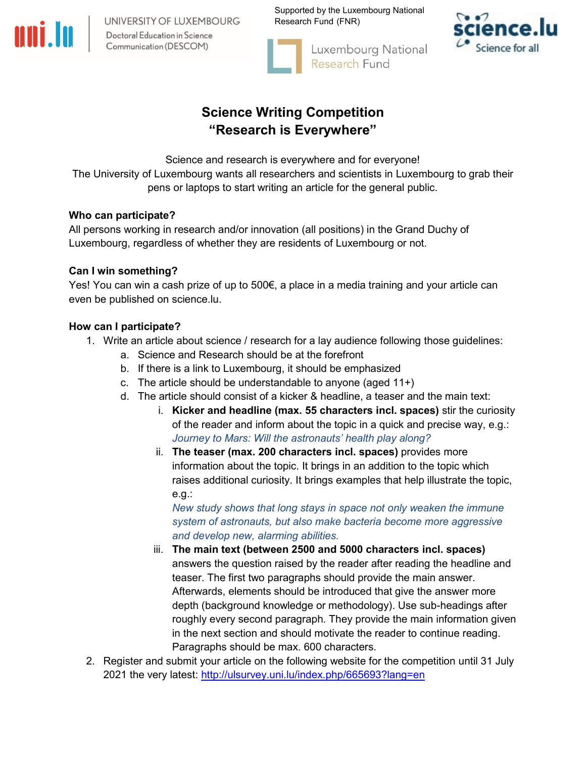UNIVERSITY OF LUXEMBOURG
Doctoral Education in Science Communication (DESCOM)

Supported by the Luxembourg National Research Fund (FNR)

Luxembourg National Research Fund

science.lu Science for all

# Science Writing Competition
# "Research is Everywhere"

Science and research is everywhere and for everyone!
The University of Luxembourg wants all researchers and scientists in Luxembourg to grab their pens or laptops to start writing an article for the general public.

**Who can participate?**
All persons working in research and/or innovation (all positions) in the Grand Duchy of Luxembourg, regardless of whether they are residents of Luxembourg or not.

**Can I win something?**
Yes! You can win a cash prize of up to 500€, a place in a media training and your article can even be published on science.lu.

**How can I participate?**

1. Write an article about science / research for a lay audience following those guidelines:
   a. Science and Research should be at the forefront
   b. If there is a link to Luxembourg, it should be emphasized
   c. The article should be understandable to anyone (aged 11+)
   d. The article should consist of a kicker & headline, a teaser and the main text:
      i. **Kicker and headline (max. 55 characters incl. spaces)** stir the curiosity of the reader and inform about the topic in a quick and precise way, e.g.: *Journey to Mars: Will the astronauts' health play along?*
      ii. **The teaser (max. 200 characters incl. spaces)** provides more information about the topic. It brings in an addition to the topic which raises additional curiosity. It brings examples that help illustrate the topic, e.g.: *New study shows that long stays in space not only weaken the immune system of astronauts, but also make bacteria become more aggressive and develop new, alarming abilities.*
      iii. **The main text (between 2500 and 5000 characters incl. spaces)** answers the question raised by the reader after reading the headline and teaser. The first two paragraphs should provide the main answer. Afterwards, elements should be introduced that give the answer more depth (background knowledge or methodology). Use sub-headings after roughly every second paragraph. They provide the main information given in the next section and should motivate the reader to continue reading. Paragraphs should be max. 600 characters.
2. Register and submit your article on the following website for the competition until 31 July 2021 the very latest: [http://ulsurvey.uni.lu/index.php/665693?lang=en](http://ulsurvey.uni.lu/index.php/665693?lang=en)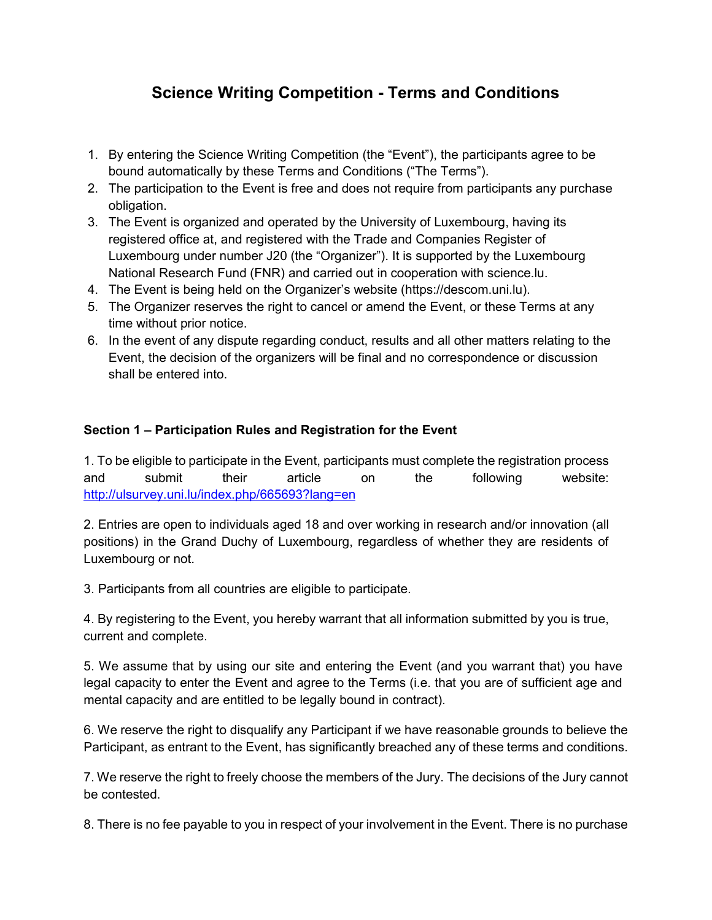# Science Writing Competition - Terms and Conditions

1. By entering the Science Writing Competition (the "Event"), the participants agree to be bound automatically by these Terms and Conditions ("The Terms").
2. The participation to the Event is free and does not require from participants any purchase obligation.
3. The Event is organized and operated by the University of Luxembourg, having its registered office at, and registered with the Trade and Companies Register of Luxembourg under number J20 (the "Organizer"). It is supported by the Luxembourg National Research Fund (FNR) and carried out in cooperation with science.lu.
4. The Event is being held on the Organizer's website (https://descom.uni.lu).
5. The Organizer reserves the right to cancel or amend the Event, or these Terms at any time without prior notice.
6. In the event of any dispute regarding conduct, results and all other matters relating to the Event, the decision of the organizers will be final and no correspondence or discussion shall be entered into.

### Section 1 – Participation Rules and Registration for the Event

1. To be eligible to participate in the Event, participants must complete the registration process and submit their article on the following website: http://ulsurvey.uni.lu/index.php/665693?lang=en

2. Entries are open to individuals aged 18 and over working in research and/or innovation (all positions) in the Grand Duchy of Luxembourg, regardless of whether they are residents of Luxembourg or not.

3. Participants from all countries are eligible to participate.

4. By registering to the Event, you hereby warrant that all information submitted by you is true, current and complete.

5. We assume that by using our site and entering the Event (and you warrant that) you have legal capacity to enter the Event and agree to the Terms (i.e. that you are of sufficient age and mental capacity and are entitled to be legally bound in contract).

6. We reserve the right to disqualify any Participant if we have reasonable grounds to believe the Participant, as entrant to the Event, has significantly breached any of these terms and conditions.

7. We reserve the right to freely choose the members of the Jury. The decisions of the Jury cannot be contested.

8. There is no fee payable to you in respect of your involvement in the Event. There is no purchase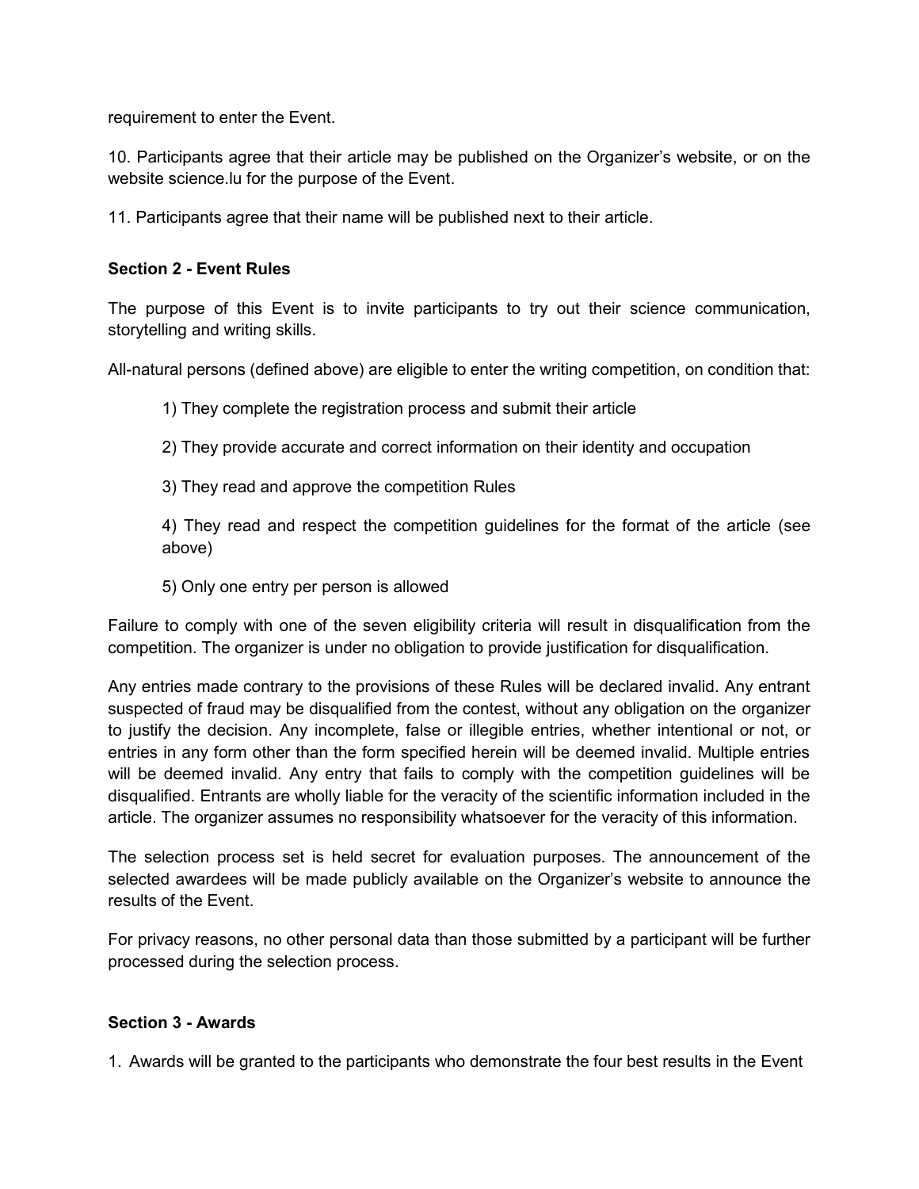requirement to enter the Event.

10. Participants agree that their article may be published on the Organizer's website, or on the website science.lu for the purpose of the Event.

11. Participants agree that their name will be published next to their article.

**Section 2 - Event Rules**

The purpose of this Event is to invite participants to try out their science communication, storytelling and writing skills.

All-natural persons (defined above) are eligible to enter the writing competition, on condition that:

1) They complete the registration process and submit their article

2) They provide accurate and correct information on their identity and occupation

3) They read and approve the competition Rules

4) They read and respect the competition guidelines for the format of the article (see above)

5) Only one entry per person is allowed

Failure to comply with one of the seven eligibility criteria will result in disqualification from the competition. The organizer is under no obligation to provide justification for disqualification.

Any entries made contrary to the provisions of these Rules will be declared invalid. Any entrant suspected of fraud may be disqualified from the contest, without any obligation on the organizer to justify the decision. Any incomplete, false or illegible entries, whether intentional or not, or entries in any form other than the form specified herein will be deemed invalid. Multiple entries will be deemed invalid. Any entry that fails to comply with the competition guidelines will be disqualified. Entrants are wholly liable for the veracity of the scientific information included in the article. The organizer assumes no responsibility whatsoever for the veracity of this information.

The selection process set is held secret for evaluation purposes. The announcement of the selected awardees will be made publicly available on the Organizer's website to announce the results of the Event.

For privacy reasons, no other personal data than those submitted by a participant will be further processed during the selection process.

**Section 3 - Awards**

1. Awards will be granted to the participants who demonstrate the four best results in the Event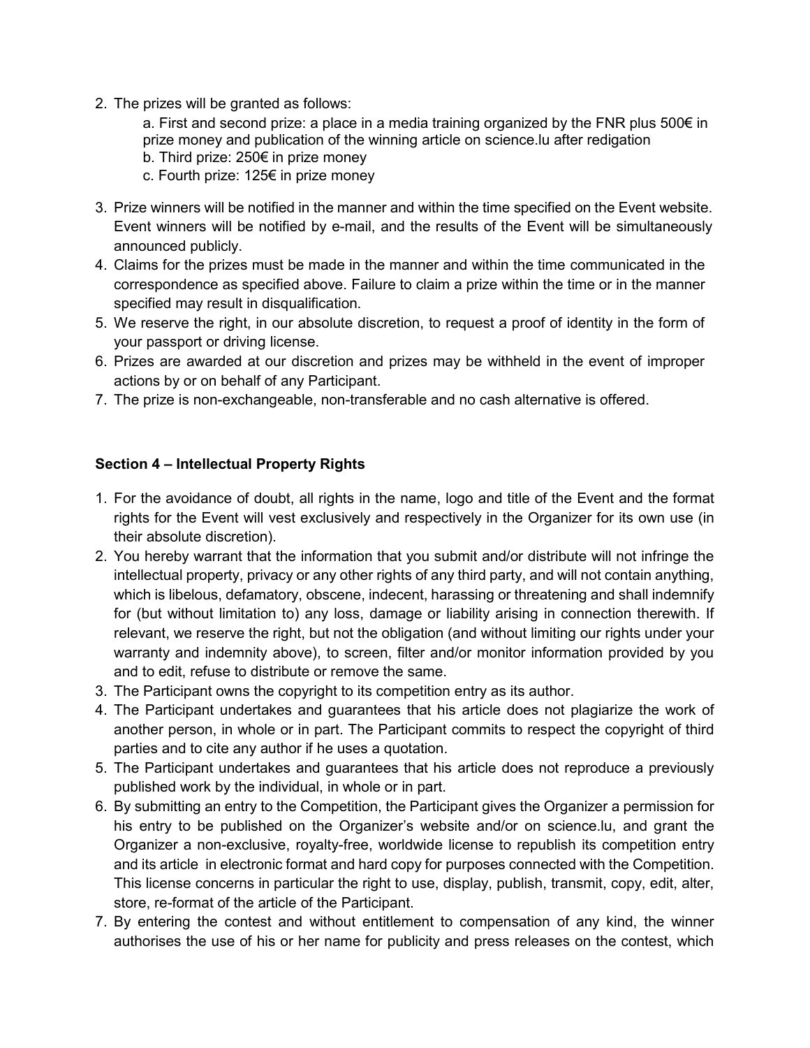2. The prizes will be granted as follows:
   a. First and second prize: a place in a media training organized by the FNR plus 500€ in prize money and publication of the winning article on science.lu after redigation
   b. Third prize: 250€ in prize money
   c. Fourth prize: 125€ in prize money
3. Prize winners will be notified in the manner and within the time specified on the Event website. Event winners will be notified by e-mail, and the results of the Event will be simultaneously announced publicly.
4. Claims for the prizes must be made in the manner and within the time communicated in the correspondence as specified above. Failure to claim a prize within the time or in the manner specified may result in disqualification.
5. We reserve the right, in our absolute discretion, to request a proof of identity in the form of your passport or driving license.
6. Prizes are awarded at our discretion and prizes may be withheld in the event of improper actions by or on behalf of any Participant.
7. The prize is non-exchangeable, non-transferable and no cash alternative is offered.

## Section 4 – Intellectual Property Rights

1. For the avoidance of doubt, all rights in the name, logo and title of the Event and the format rights for the Event will vest exclusively and respectively in the Organizer for its own use (in their absolute discretion).
2. You hereby warrant that the information that you submit and/or distribute will not infringe the intellectual property, privacy or any other rights of any third party, and will not contain anything, which is libelous, defamatory, obscene, indecent, harassing or threatening and shall indemnify for (but without limitation to) any loss, damage or liability arising in connection therewith. If relevant, we reserve the right, but not the obligation (and without limiting our rights under your warranty and indemnity above), to screen, filter and/or monitor information provided by you and to edit, refuse to distribute or remove the same.
3. The Participant owns the copyright to its competition entry as its author.
4. The Participant undertakes and guarantees that his article does not plagiarize the work of another person, in whole or in part. The Participant commits to respect the copyright of third parties and to cite any author if he uses a quotation.
5. The Participant undertakes and guarantees that his article does not reproduce a previously published work by the individual, in whole or in part.
6. By submitting an entry to the Competition, the Participant gives the Organizer a permission for his entry to be published on the Organizer's website and/or on science.lu, and grant the Organizer a non-exclusive, royalty-free, worldwide license to republish its competition entry and its article in electronic format and hard copy for purposes connected with the Competition. This license concerns in particular the right to use, display, publish, transmit, copy, edit, alter, store, re-format of the article of the Participant.
7. By entering the contest and without entitlement to compensation of any kind, the winner authorises the use of his or her name for publicity and press releases on the contest, which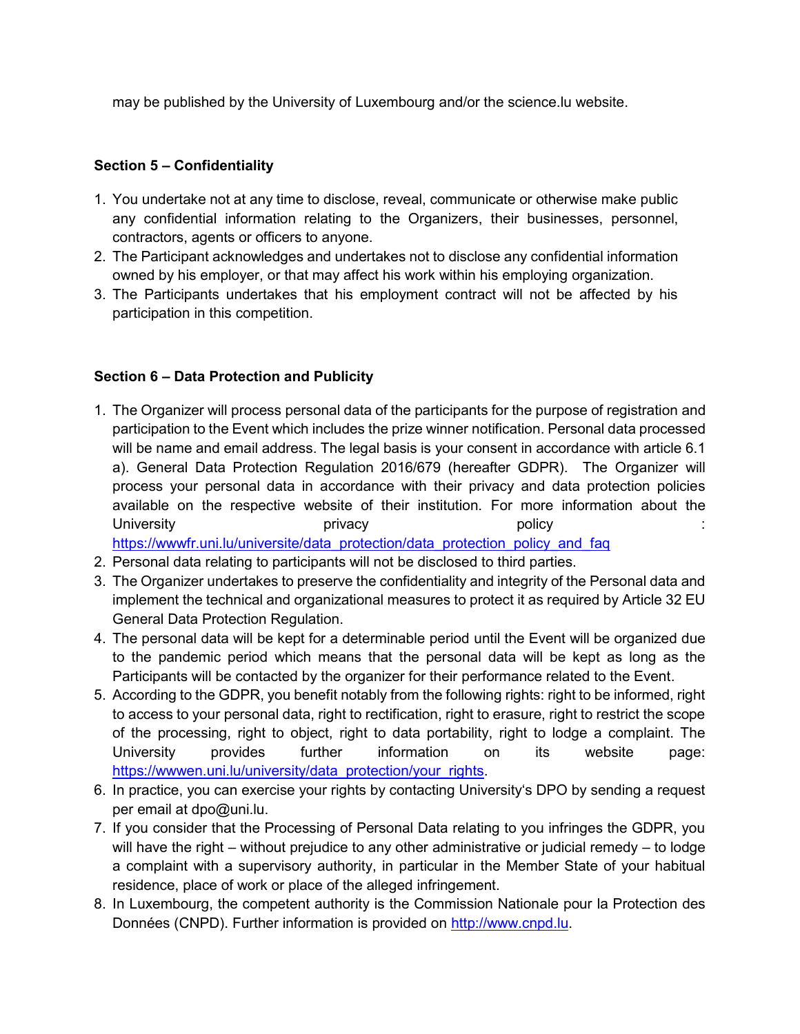may be published by the University of Luxembourg and/or the science.lu website.

**Section 5 – Confidentiality**

1. You undertake not at any time to disclose, reveal, communicate or otherwise make public any confidential information relating to the Organizers, their businesses, personnel, contractors, agents or officers to anyone.
2. The Participant acknowledges and undertakes not to disclose any confidential information owned by his employer, or that may affect his work within his employing organization.
3. The Participants undertakes that his employment contract will not be affected by his participation in this competition.

**Section 6 – Data Protection and Publicity**

1. The Organizer will process personal data of the participants for the purpose of registration and participation to the Event which includes the prize winner notification. Personal data processed will be name and email address. The legal basis is your consent in accordance with article 6.1 a). General Data Protection Regulation 2016/679 (hereafter GDPR). The Organizer will process your personal data in accordance with their privacy and data protection policies available on the respective website of their institution. For more information about the University privacy policy : https://wwwfr.uni.lu/universite/data_protection/data_protection_policy_and_faq
2. Personal data relating to participants will not be disclosed to third parties.
3. The Organizer undertakes to preserve the confidentiality and integrity of the Personal data and implement the technical and organizational measures to protect it as required by Article 32 EU General Data Protection Regulation.
4. The personal data will be kept for a determinable period until the Event will be organized due to the pandemic period which means that the personal data will be kept as long as the Participants will be contacted by the organizer for their performance related to the Event.
5. According to the GDPR, you benefit notably from the following rights: right to be informed, right to access to your personal data, right to rectification, right to erasure, right to restrict the scope of the processing, right to object, right to data portability, right to lodge a complaint. The University provides further information on its website page: https://wwwen.uni.lu/university/data_protection/your_rights.
6. In practice, you can exercise your rights by contacting University's DPO by sending a request per email at dpo@uni.lu.
7. If you consider that the Processing of Personal Data relating to you infringes the GDPR, you will have the right – without prejudice to any other administrative or judicial remedy – to lodge a complaint with a supervisory authority, in particular in the Member State of your habitual residence, place of work or place of the alleged infringement.
8. In Luxembourg, the competent authority is the Commission Nationale pour la Protection des Données (CNPD). Further information is provided on http://www.cnpd.lu.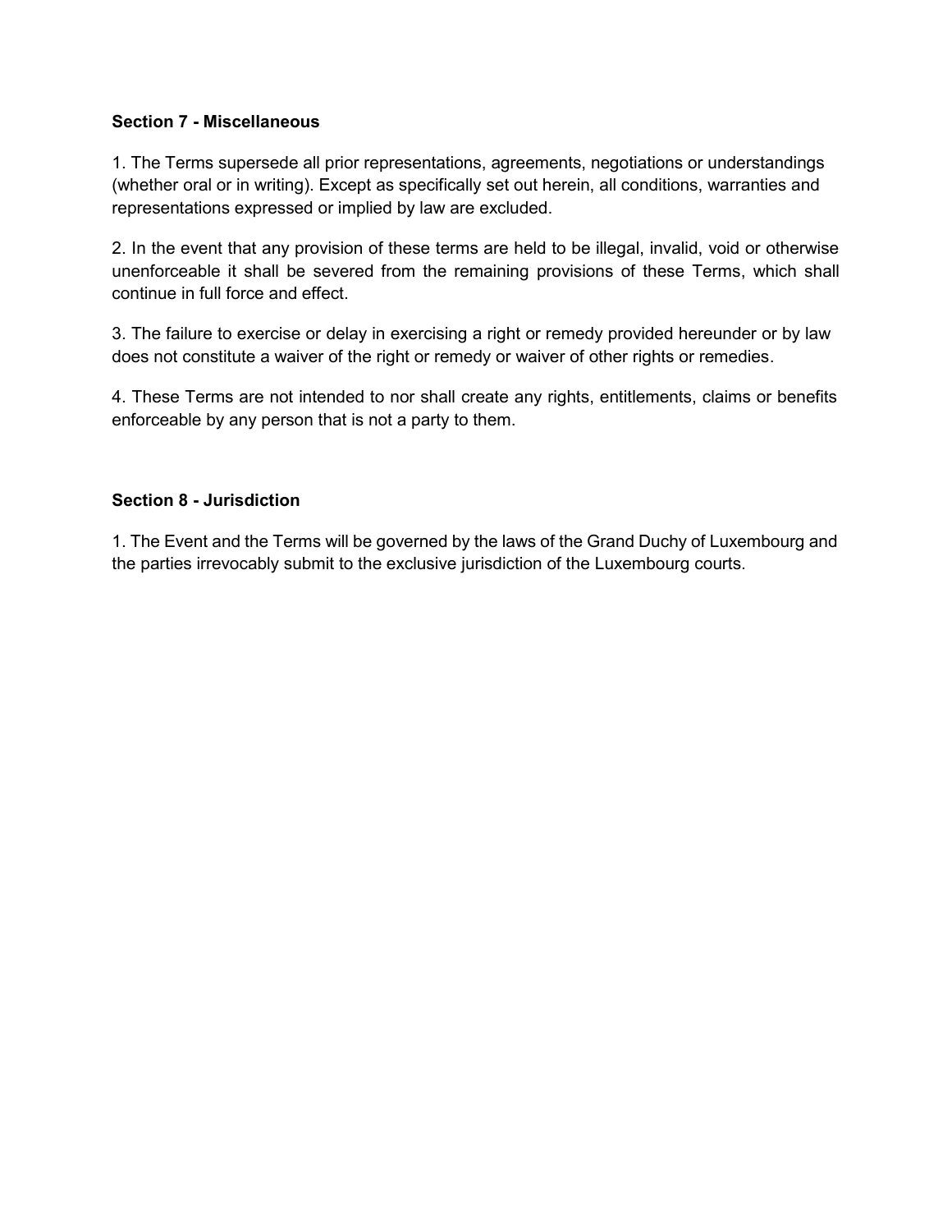**Section 7 - Miscellaneous**

1. The Terms supersede all prior representations, agreements, negotiations or understandings (whether oral or in writing). Except as specifically set out herein, all conditions, warranties and representations expressed or implied by law are excluded.

2. In the event that any provision of these terms are held to be illegal, invalid, void or otherwise unenforceable it shall be severed from the remaining provisions of these Terms, which shall continue in full force and effect.

3. The failure to exercise or delay in exercising a right or remedy provided hereunder or by law does not constitute a waiver of the right or remedy or waiver of other rights or remedies.

4. These Terms are not intended to nor shall create any rights, entitlements, claims or benefits enforceable by any person that is not a party to them.

**Section 8 - Jurisdiction**

1. The Event and the Terms will be governed by the laws of the Grand Duchy of Luxembourg and the parties irrevocably submit to the exclusive jurisdiction of the Luxembourg courts.